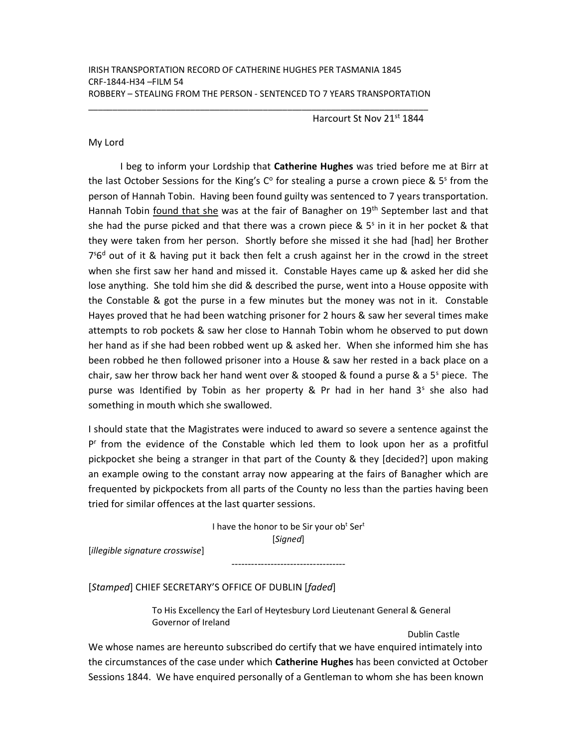IRISH TRANSPORTATION RECORD OF CATHERINE HUGHES PER TASMANIA 1845
CRF-1844-H34 –FILM 54
ROBBERY – STEALING FROM THE PERSON - SENTENCED TO 7 YEARS TRANSPORTATION

---

Harcourt St Nov 21st 1844

My Lord

I beg to inform your Lordship that **Catherine Hughes** was tried before me at Birr at the last October Sessions for the King's Co for stealing a purse a crown piece & 5s from the person of Hannah Tobin. Having been found guilty was sentenced to 7 years transportation. Hannah Tobin found that she was at the fair of Banagher on 19th September last and that she had the purse picked and that there was a crown piece & 5s in it in her pocket & that they were taken from her person. Shortly before she missed it she had [had] her Brother 7s6d out of it & having put it back then felt a crush against her in the crowd in the street when she first saw her hand and missed it. Constable Hayes came up & asked her did she lose anything. She told him she did & described the purse, went into a House opposite with the Constable & got the purse in a few minutes but the money was not in it. Constable Hayes proved that he had been watching prisoner for 2 hours & saw her several times make attempts to rob pockets & saw her close to Hannah Tobin whom he observed to put down her hand as if she had been robbed went up & asked her. When she informed him she has been robbed he then followed prisoner into a House & saw her rested in a back place on a chair, saw her throw back her hand went over & stooped & found a purse & a 5s piece. The purse was Identified by Tobin as her property & Pr had in her hand 3s she also had something in mouth which she swallowed.

I should state that the Magistrates were induced to award so severe a sentence against the Pr from the evidence of the Constable which led them to look upon her as a profitful pickpocket she being a stranger in that part of the County & they [decided?] upon making an example owing to the constant array now appearing at the fairs of Banagher which are frequented by pickpockets from all parts of the County no less than the parties having been tried for similar offences at the last quarter sessions.

I have the honor to be Sir your obt Sert
[*Signed*]

[*illegible signature crosswise*]

---

[*Stamped*] CHIEF SECRETARY'S OFFICE OF DUBLIN [*faded*]

To His Excellency the Earl of Heytesbury Lord Lieutenant General & General Governor of Ireland

Dublin Castle

We whose names are hereunto subscribed do certify that we have enquired intimately into the circumstances of the case under which **Catherine Hughes** has been convicted at October Sessions 1844. We have enquired personally of a Gentleman to whom she has been known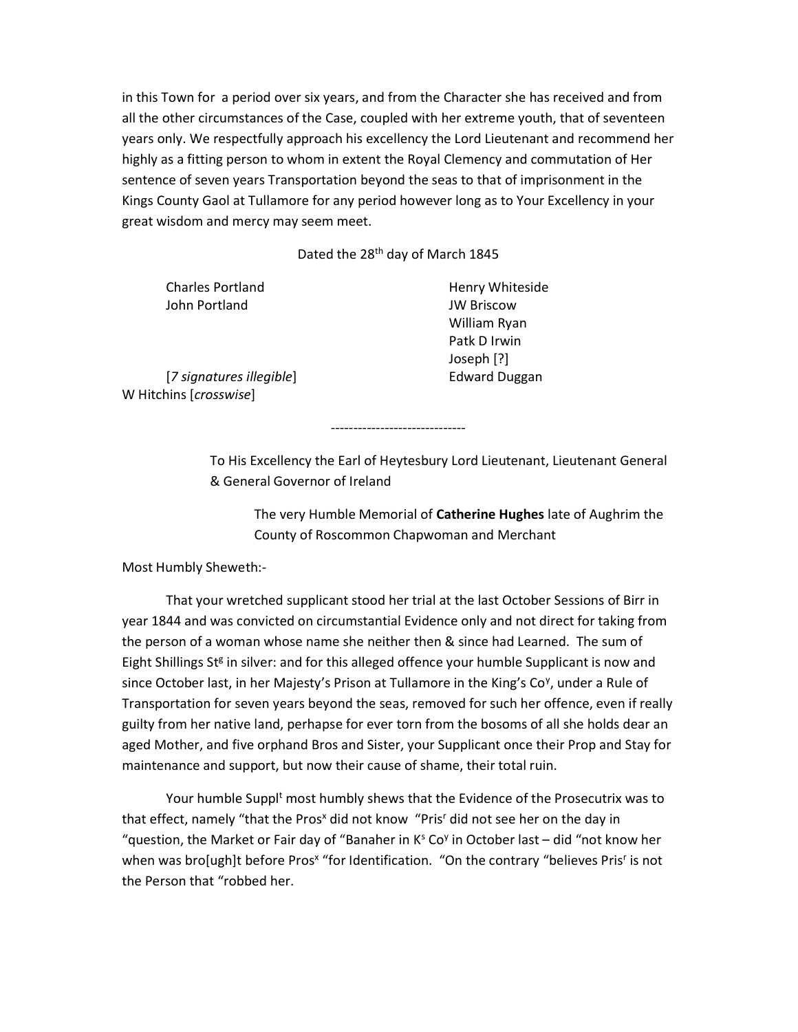in this Town for a period over six years, and from the Character she has received and from all the other circumstances of the Case, coupled with her extreme youth, that of seventeen years only. We respectfully approach his excellency the Lord Lieutenant and recommend her highly as a fitting person to whom in extent the Royal Clemency and commutation of Her sentence of seven years Transportation beyond the seas to that of imprisonment in the Kings County Gaol at Tullamore for any period however long as to Your Excellency in your great wisdom and mercy may seem meet.

Dated the 28th day of March 1845

Charles Portland
John Portland

[*7 signatures illegible*]
W Hitchins [*crosswise*]

Henry Whiteside
JW Briscow
William Ryan
Patk D Irwin
Joseph [?]
Edward Duggan

------------------------------

To His Excellency the Earl of Heytesbury Lord Lieutenant, Lieutenant General & General Governor of Ireland

The very Humble Memorial of **Catherine Hughes** late of Aughrim the County of Roscommon Chapwoman and Merchant

Most Humbly Sheweth:-

That your wretched supplicant stood her trial at the last October Sessions of Birr in year 1844 and was convicted on circumstantial Evidence only and not direct for taking from the person of a woman whose name she neither then & since had Learned. The sum of Eight Shillings St^g in silver: and for this alleged offence your humble Supplicant is now and since October last, in her Majesty's Prison at Tullamore in the King's Co^y, under a Rule of Transportation for seven years beyond the seas, removed for such her offence, even if really guilty from her native land, perhapse for ever torn from the bosoms of all she holds dear an aged Mother, and five orphand Bros and Sister, your Supplicant once their Prop and Stay for maintenance and support, but now their cause of shame, their total ruin.

Your humble Suppl^t most humbly shews that the Evidence of the Prosecutrix was to that effect, namely "that the Pros^x did not know "Pris^r did not see her on the day in "question, the Market or Fair day of "Banaher in K^s Co^y in October last – did "not know her when was bro[ugh]t before Pros^x "for Identification. "On the contrary "believes Pris^r is not the Person that "robbed her.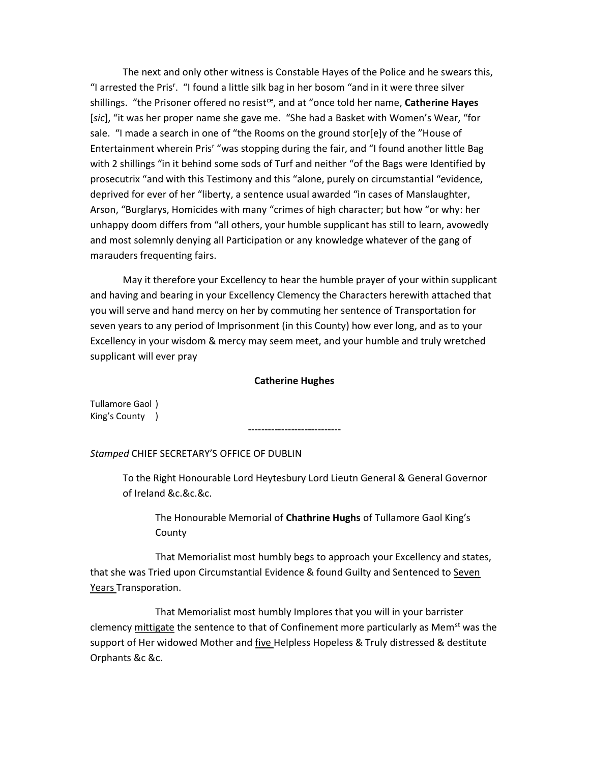The next and only other witness is Constable Hayes of the Police and he swears this, "I arrested the Pris[r]. "I found a little silk bag in her bosom "and in it were three silver shillings. "the Prisoner offered no resist[ce], and at "once told her name, **Catherine Hayes** [*sic*], "it was her proper name she gave me. "She had a Basket with Women's Wear, "for sale. "I made a search in one of "the Rooms on the ground stor[e]y of the "House of Entertainment wherein Pris[r] "was stopping during the fair, and "I found another little Bag with 2 shillings "in it behind some sods of Turf and neither "of the Bags were Identified by prosecutrix "and with this Testimony and this "alone, purely on circumstantial "evidence, deprived for ever of her "liberty, a sentence usual awarded "in cases of Manslaughter, Arson, "Burglarys, Homicides with many "crimes of high character; but how "or why: her unhappy doom differs from "all others, your humble supplicant has still to learn, avowedly and most solemnly denying all Participation or any knowledge whatever of the gang of marauders frequenting fairs.

May it therefore your Excellency to hear the humble prayer of your within supplicant and having and bearing in your Excellency Clemency the Characters herewith attached that you will serve and hand mercy on her by commuting her sentence of Transportation for seven years to any period of Imprisonment (in this County) how ever long, and as to your Excellency in your wisdom & mercy may seem meet, and your humble and truly wretched supplicant will ever pray

**Catherine Hughes**

Tullamore Gaol )
King's County )

----------------------------

*Stamped* CHIEF SECRETARY'S OFFICE OF DUBLIN

To the Right Honourable Lord Heytesbury Lord Lieutn General & General Governor of Ireland &c.&c.&c.

The Honourable Memorial of **Chathrine Hughs** of Tullamore Gaol King's County

That Memorialist most humbly begs to approach your Excellency and states, that she was Tried upon Circumstantial Evidence & found Guilty and Sentenced to <u>Seven Years</u> Transporation.

That Memorialist most humbly Implores that you will in your barrister clemency <u>mittigate</u> the sentence to that of Confinement more particularly as Mem[st] was the support of Her widowed Mother and <u>five</u> Helpless Hopeless & Truly distressed & destitute Orphants &c &c.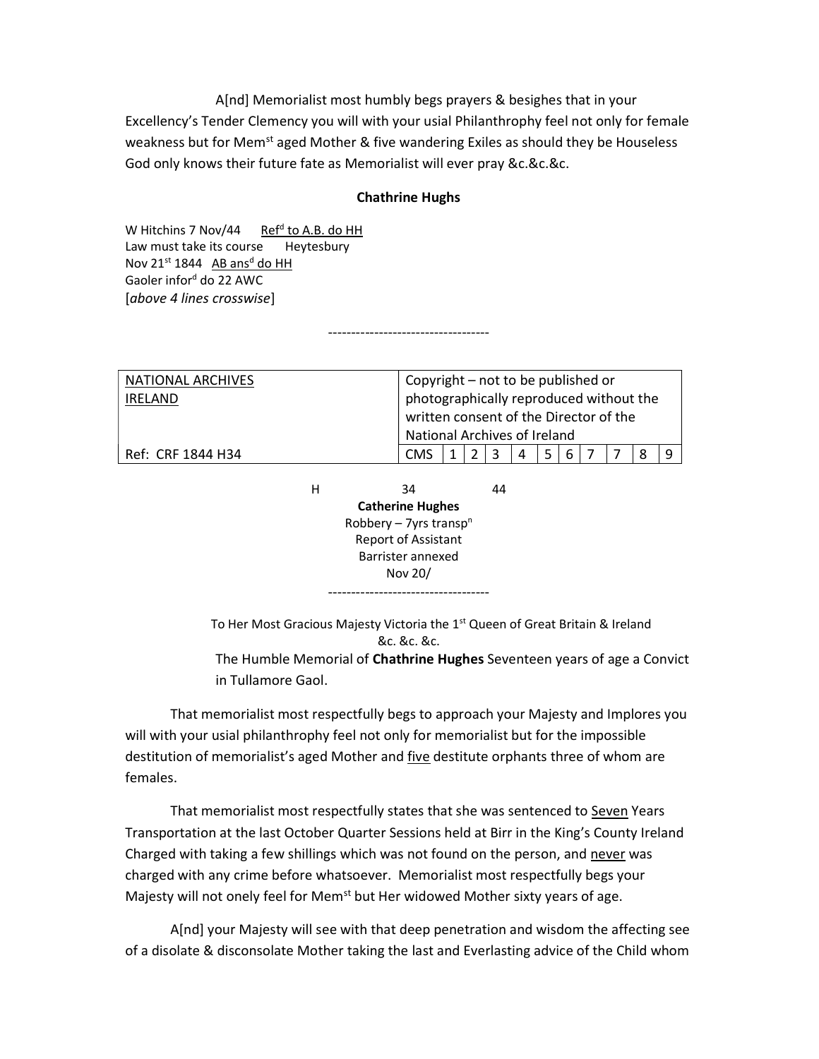A[nd] Memorialist most humbly begs prayers & besighes that in your Excellency's Tender Clemency you will with your usial Philanthrophy feel not only for female weakness but for Mem[st] aged Mother & five wandering Exiles as should they be Houseless God only knows their future fate as Memorialist will ever pray &c.&c.&c.

**Chathrine Hughs**

W Hitchins 7 Nov/44 <u>Ref[d] to A.B. do HH</u>
Law must take its course Heytesbury
Nov 21[st] 1844 <u>AB ans[d] do HH</u>
Gaoler infor[d] do 22 AWC
[*above 4 lines crosswise*]

-----------------------------------

| <u>NATIONAL ARCHIVES IRELAND</u> | Copyright – not to be published or photographically reproduced without the written consent of the Director of the National Archives of Ireland | | | | | | | | | | |
|---|---|---|---|---|---|---|---|---|---|---|---|
| Ref: CRF 1844 H34 | CMS | 1 | 2 | 3 | 4 | 5 | 6 | 7 | 7 | 8 | 9 |

H 34 44
**Catherine Hughes**
Robbery – 7yrs transp[n]
Report of Assistant
Barrister annexed
Nov 20/

-----------------------------------

To Her Most Gracious Majesty Victoria the 1[st] Queen of Great Britain & Ireland &c. &c. &c.

The Humble Memorial of **Chathrine Hughes** Seventeen years of age a Convict in Tullamore Gaol.

That memorialist most respectfully begs to approach your Majesty and Implores you will with your usial philanthrophy feel not only for memorialist but for the impossible destitution of memorialist's aged Mother and <u>five</u> destitute orphants three of whom are females.

That memorialist most respectfully states that she was sentenced to <u>Seven</u> Years Transportation at the last October Quarter Sessions held at Birr in the King's County Ireland Charged with taking a few shillings which was not found on the person, and <u>never</u> was charged with any crime before whatsoever. Memorialist most respectfully begs your Majesty will not onely feel for Mem[st] but Her widowed Mother sixty years of age.

A[nd] your Majesty will see with that deep penetration and wisdom the affecting see of a disolate & disconsolate Mother taking the last and Everlasting advice of the Child whom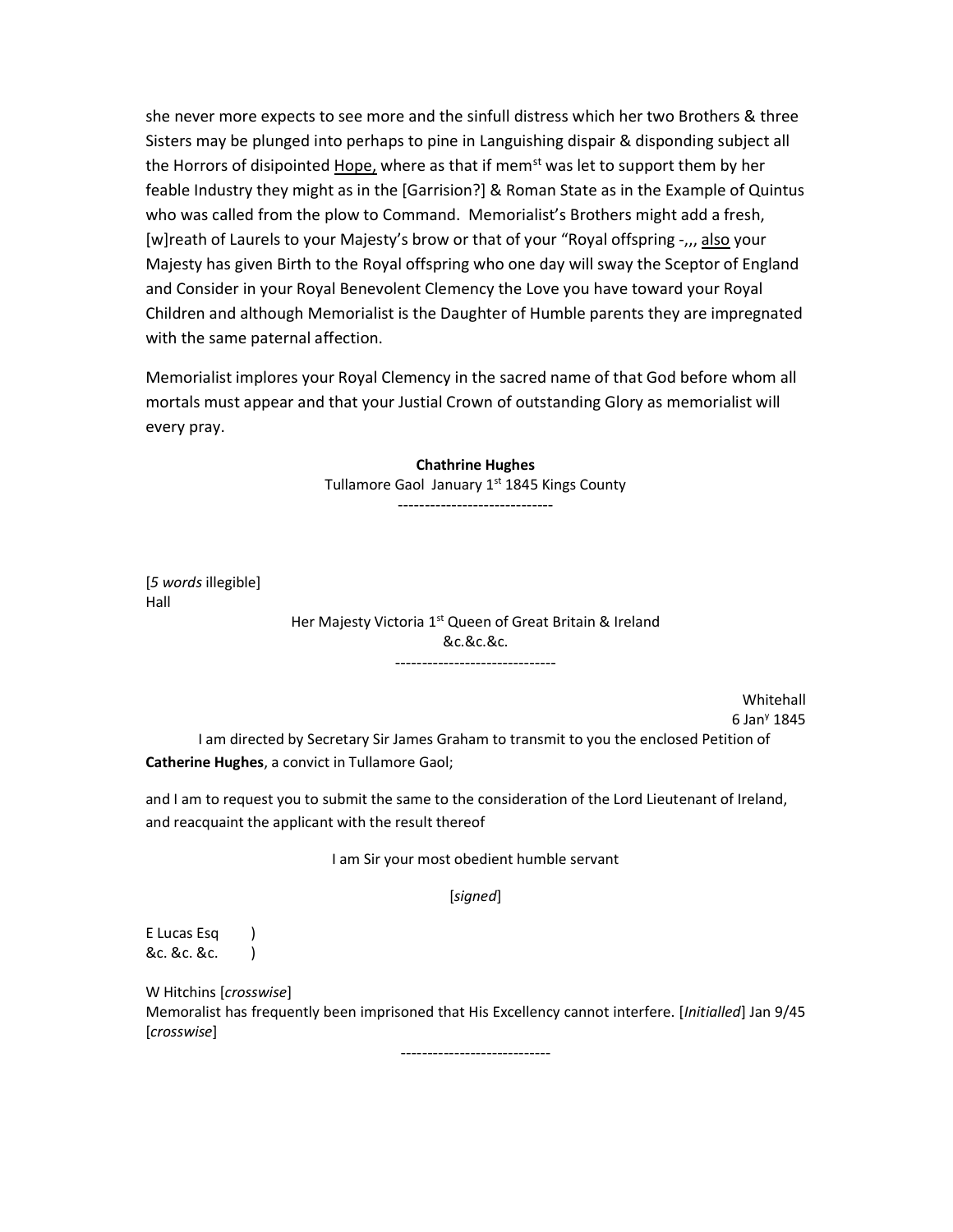she never more expects to see more and the sinfull distress which her two Brothers & three Sisters may be plunged into perhaps to pine in Languishing dispair & disponding subject all the Horrors of disipointed <u>Hope,</u> where as that if mem$^{st}$ was let to support them by her feable Industry they might as in the [Garrision?] & Roman State as in the Example of Quintus who was called from the plow to Command. Memorialist's Brothers might add a fresh, [w]reath of Laurels to your Majesty's brow or that of your "Royal offspring -,,, <u>also</u> your Majesty has given Birth to the Royal offspring who one day will sway the Sceptor of England and Consider in your Royal Benevolent Clemency the Love you have toward your Royal Children and although Memorialist is the Daughter of Humble parents they are impregnated with the same paternal affection.

Memorialist implores your Royal Clemency in the sacred name of that God before whom all mortals must appear and that your Justial Crown of outstanding Glory as memorialist will every pray.

**Chathrine Hughes**
Tullamore Gaol January 1$^{st}$ 1845 Kings County

-----------------------------

[*5 words* illegible]
Hall

Her Majesty Victoria 1$^{st}$ Queen of Great Britain & Ireland
&c.&c.&c.

------------------------------

Whitehall
6 Jan$^{y}$ 1845

I am directed by Secretary Sir James Graham to transmit to you the enclosed Petition of **Catherine Hughes**, a convict in Tullamore Gaol;

and I am to request you to submit the same to the consideration of the Lord Lieutenant of Ireland, and reacquaint the applicant with the result thereof

I am Sir your most obedient humble servant

[*signed*]

E Lucas Esq )
&c. &c. &c. )

W Hitchins [*crosswise*]
Memoralist has frequently been imprisoned that His Excellency cannot interfere. [*Initialled*] Jan 9/45 [*crosswise*]

----------------------------